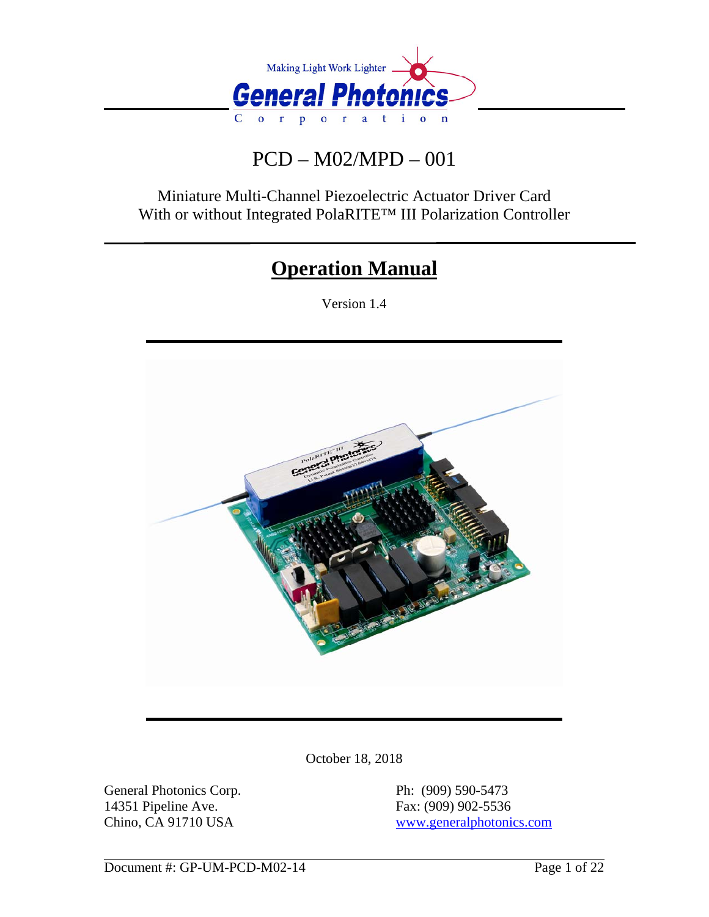Making Light Work Lighter

**General Photonics**

Corporation

# PCD – M02/MPD – 001

Miniature Multi-Channel Piezoelectric Actuator Driver Card
With or without Integrated PolaRITE™ III Polarization Controller

## Operation Manual

Version 1.4

October 18, 2018

General Photonics Corp.
14351 Pipeline Ave.
Chino, CA 91710 USA

Ph: (909) 590-5473
Fax: (909) 902-5536
[www.generalphotonics.com](http://www.generalphotonics.com)

Document #: GP-UM-PCD-M02-14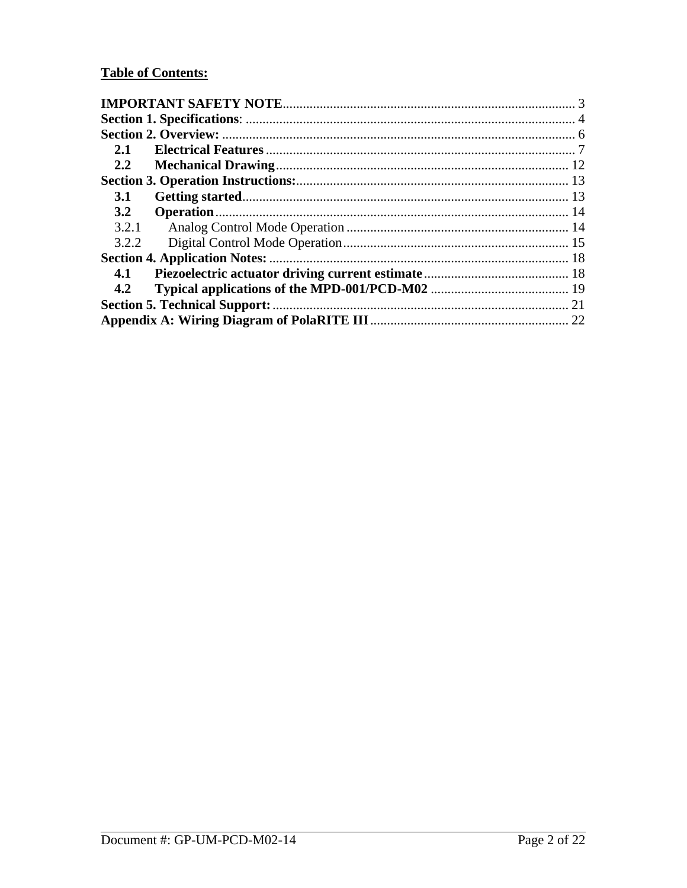**Table of Contents:**

**IMPORTANT SAFETY NOTE** .......... 3
**Section 1. Specifications**: .......... 4
**Section 2. Overview:** .......... 6
  **2.1 Electrical Features** .......... 7
  **2.2 Mechanical Drawing** .......... 12
**Section 3. Operation Instructions:** .......... 13
  **3.1 Getting started** .......... 13
  **3.2 Operation** .......... 14
    3.2.1 Analog Control Mode Operation .......... 14
    3.2.2 Digital Control Mode Operation .......... 15
**Section 4. Application Notes:** .......... 18
  **4.1 Piezoelectric actuator driving current estimate** .......... 18
  **4.2 Typical applications of the MPD-001/PCD-M02** .......... 19
**Section 5. Technical Support:** .......... 21
**Appendix A: Wiring Diagram of PolaRITE III** .......... 22

Document #: GP-UM-PCD-M02-14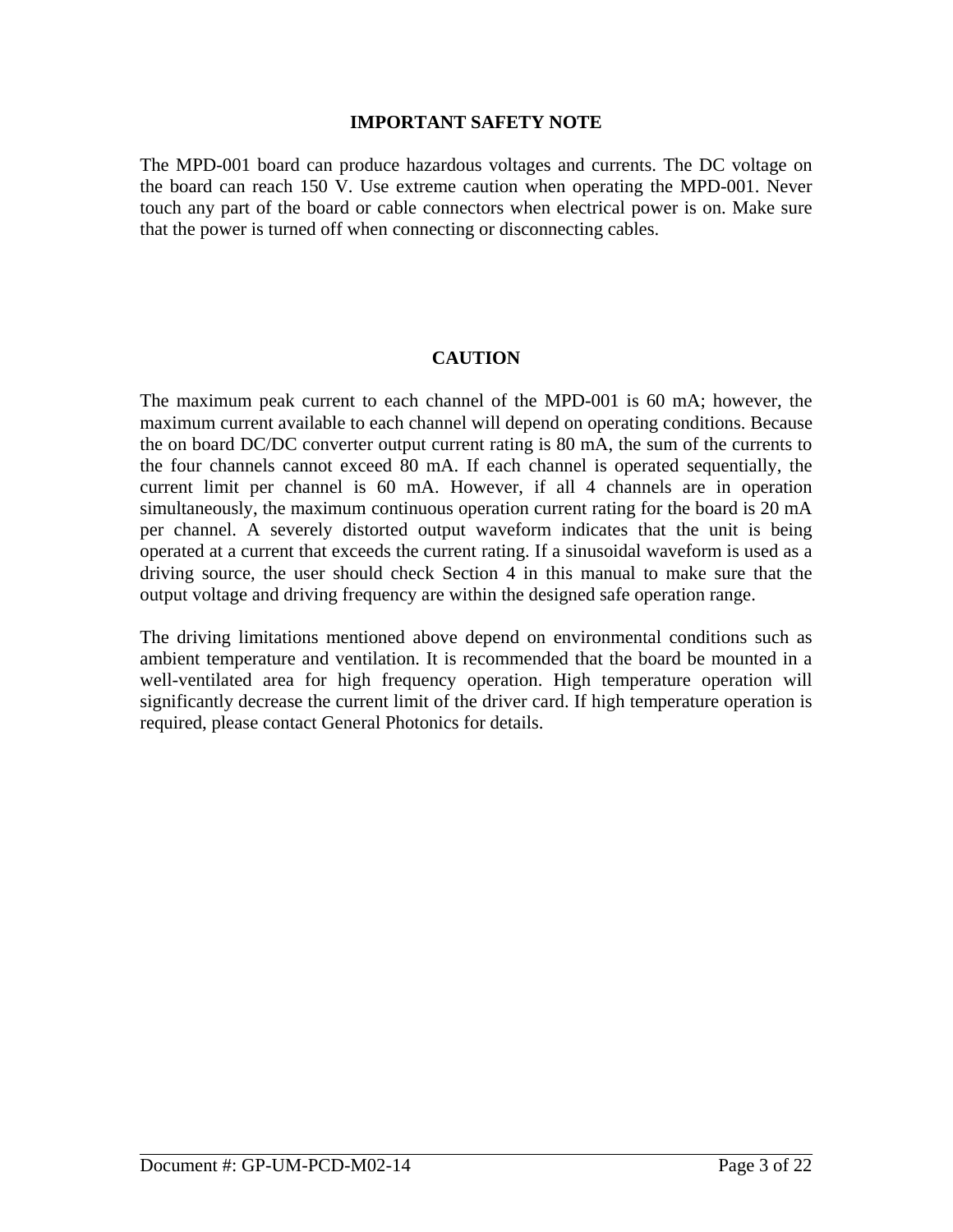## IMPORTANT SAFETY NOTE

The MPD-001 board can produce hazardous voltages and currents. The DC voltage on the board can reach 150 V. Use extreme caution when operating the MPD-001. Never touch any part of the board or cable connectors when electrical power is on. Make sure that the power is turned off when connecting or disconnecting cables.

## CAUTION

The maximum peak current to each channel of the MPD-001 is 60 mA; however, the maximum current available to each channel will depend on operating conditions. Because the on board DC/DC converter output current rating is 80 mA, the sum of the currents to the four channels cannot exceed 80 mA. If each channel is operated sequentially, the current limit per channel is 60 mA. However, if all 4 channels are in operation simultaneously, the maximum continuous operation current rating for the board is 20 mA per channel. A severely distorted output waveform indicates that the unit is being operated at a current that exceeds the current rating. If a sinusoidal waveform is used as a driving source, the user should check Section 4 in this manual to make sure that the output voltage and driving frequency are within the designed safe operation range.

The driving limitations mentioned above depend on environmental conditions such as ambient temperature and ventilation. It is recommended that the board be mounted in a well-ventilated area for high frequency operation. High temperature operation will significantly decrease the current limit of the driver card. If high temperature operation is required, please contact General Photonics for details.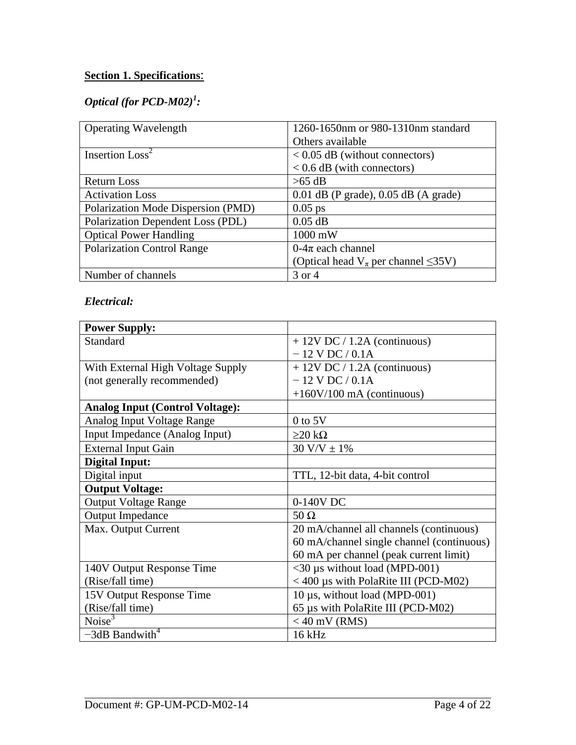## Section 1. Specifications:

### *Optical (for PCD-M02)[1]:*

| | |
|---|---|
| Operating Wavelength | 1260-1650nm or 980-1310nm standard<br>Others available |
| Insertion Loss[2] | < 0.05 dB (without connectors)<br>< 0.6 dB (with connectors) |
| Return Loss | >65 dB |
| Activation Loss | 0.01 dB (P grade), 0.05 dB (A grade) |
| Polarization Mode Dispersion (PMD) | 0.05 ps |
| Polarization Dependent Loss (PDL) | 0.05 dB |
| Optical Power Handling | 1000 mW |
| Polarization Control Range | 0-4π each channel<br>(Optical head $V_\pi$ per channel ≤35V) |
| Number of channels | 3 or 4 |

### *Electrical:*

| | |
|---|---|
| **Power Supply:** | |
| Standard | + 12V DC / 1.2A (continuous)<br>− 12 V DC / 0.1A |
| With External High Voltage Supply<br>(not generally recommended) | + 12V DC / 1.2A (continuous)<br>− 12 V DC / 0.1A<br>+160V/100 mA (continuous) |
| **Analog Input (Control Voltage):** | |
| Analog Input Voltage Range | 0 to 5V |
| Input Impedance (Analog Input) | ≥20 kΩ |
| External Input Gain | 30 V/V ± 1% |
| **Digital Input:** | |
| Digital input | TTL, 12-bit data, 4-bit control |
| **Output Voltage:** | |
| Output Voltage Range | 0-140V DC |
| Output Impedance | 50 Ω |
| Max. Output Current | 20 mA/channel all channels (continuous)<br>60 mA/channel single channel (continuous)<br>60 mA per channel (peak current limit) |
| 140V Output Response Time<br>(Rise/fall time) | <30 µs without load (MPD-001)<br>< 400 µs with PolaRite III (PCD-M02) |
| 15V Output Response Time<br>(Rise/fall time) | 10 µs, without load (MPD-001)<br>65 µs with PolaRite III (PCD-M02) |
| Noise[3] | < 40 mV (RMS) |
| −3dB Bandwith[4] | 16 kHz |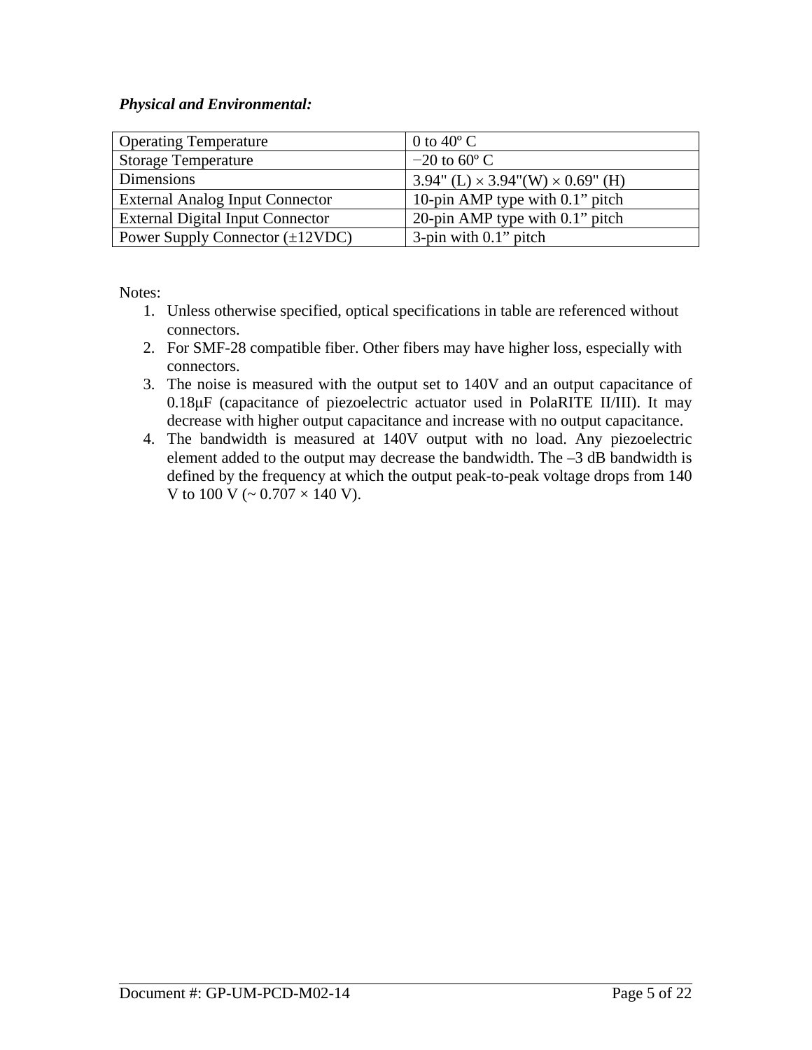***Physical and Environmental:***

| Operating Temperature | 0 to 40º C |
|---|---|
| Storage Temperature | −20 to 60º C |
| Dimensions | 3.94" (L) × 3.94"(W) × 0.69" (H) |
| External Analog Input Connector | 10-pin AMP type with 0.1” pitch |
| External Digital Input Connector | 20-pin AMP type with 0.1” pitch |
| Power Supply Connector (±12VDC) | 3-pin with 0.1” pitch |

Notes:

1. Unless otherwise specified, optical specifications in table are referenced without connectors.
2. For SMF-28 compatible fiber. Other fibers may have higher loss, especially with connectors.
3. The noise is measured with the output set to 140V and an output capacitance of 0.18μF (capacitance of piezoelectric actuator used in PolaRITE II/III). It may decrease with higher output capacitance and increase with no output capacitance.
4. The bandwidth is measured at 140V output with no load. Any piezoelectric element added to the output may decrease the bandwidth. The –3 dB bandwidth is defined by the frequency at which the output peak-to-peak voltage drops from 140 V to 100 V (~ 0.707 × 140 V).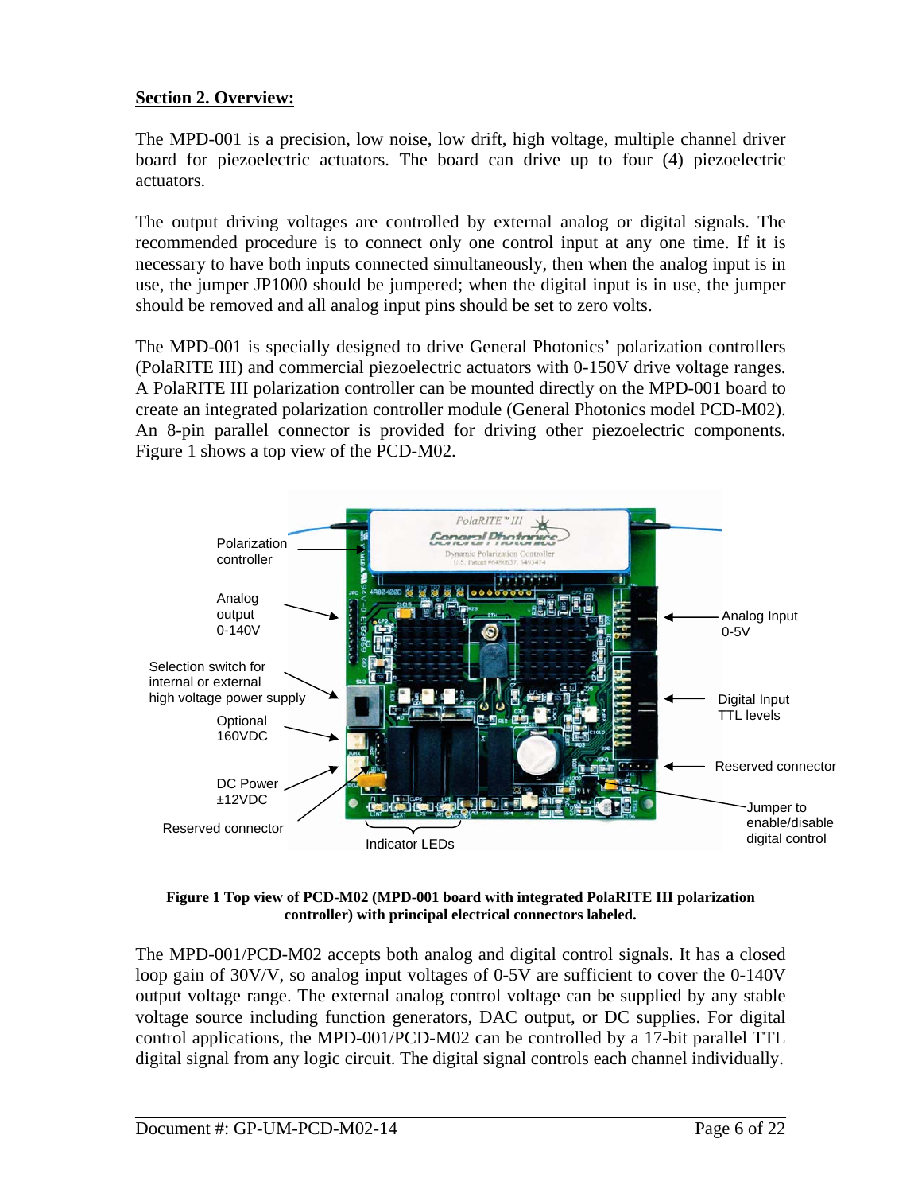## Section 2. Overview:

The MPD-001 is a precision, low noise, low drift, high voltage, multiple channel driver board for piezoelectric actuators. The board can drive up to four (4) piezoelectric actuators.

The output driving voltages are controlled by external analog or digital signals. The recommended procedure is to connect only one control input at any one time. If it is necessary to have both inputs connected simultaneously, then when the analog input is in use, the jumper JP1000 should be jumpered; when the digital input is in use, the jumper should be removed and all analog input pins should be set to zero volts.

The MPD-001 is specially designed to drive General Photonics' polarization controllers (PolaRITE III) and commercial piezoelectric actuators with 0-150V drive voltage ranges. A PolaRITE III polarization controller can be mounted directly on the MPD-001 board to create an integrated polarization controller module (General Photonics model PCD-M02). An 8-pin parallel connector is provided for driving other piezoelectric components. Figure 1 shows a top view of the PCD-M02.

**Figure 1 Top view of PCD-M02 (MPD-001 board with integrated PolaRITE III polarization controller) with principal electrical connectors labeled.**

The MPD-001/PCD-M02 accepts both analog and digital control signals. It has a closed loop gain of 30V/V, so analog input voltages of 0-5V are sufficient to cover the 0-140V output voltage range. The external analog control voltage can be supplied by any stable voltage source including function generators, DAC output, or DC supplies. For digital control applications, the MPD-001/PCD-M02 can be controlled by a 17-bit parallel TTL digital signal from any logic circuit. The digital signal controls each channel individually.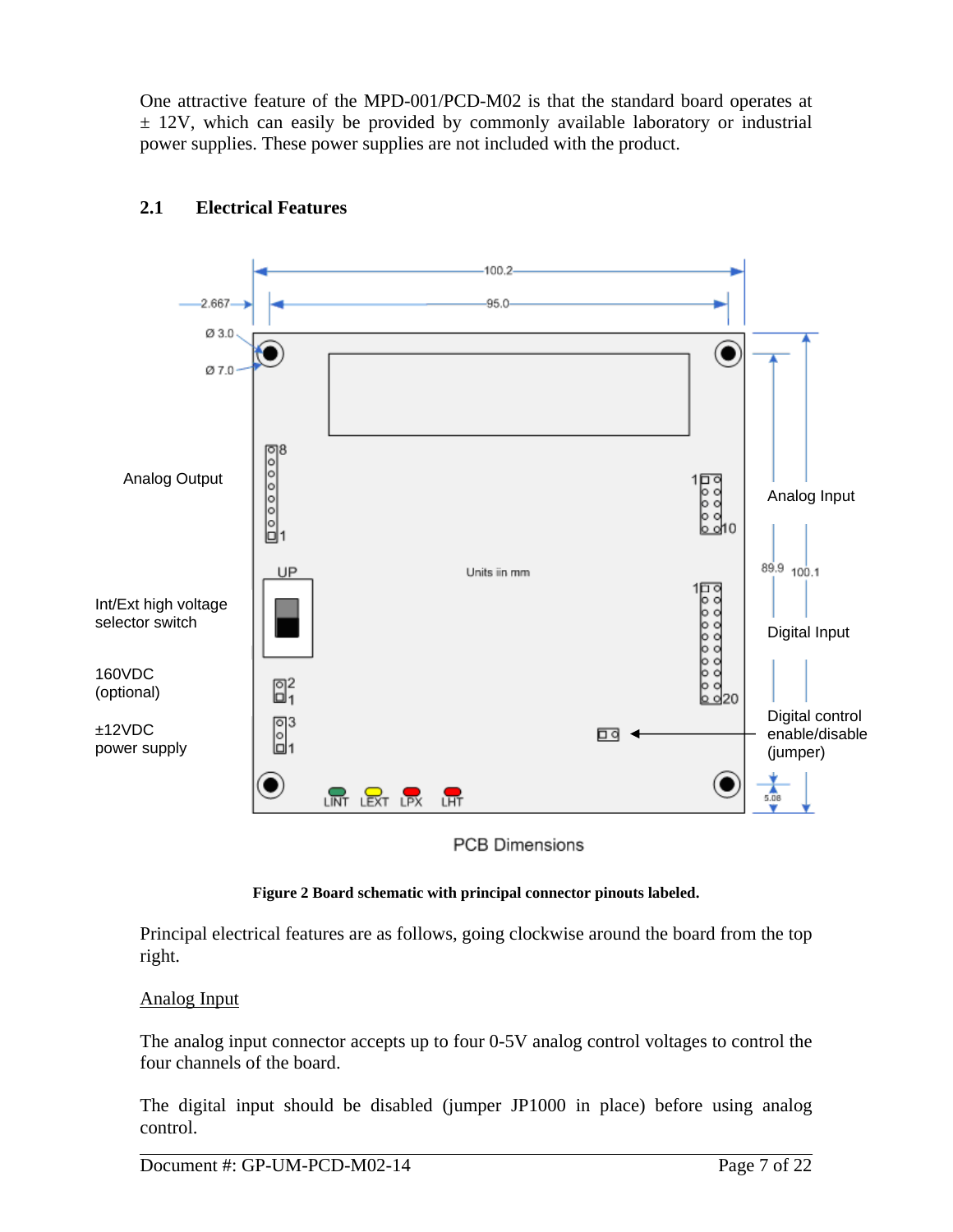One attractive feature of the MPD-001/PCD-M02 is that the standard board operates at ± 12V, which can easily be provided by commonly available laboratory or industrial power supplies. These power supplies are not included with the product.

## 2.1 Electrical Features

**Figure 2 Board schematic with principal connector pinouts labeled.**

Principal electrical features are as follows, going clockwise around the board from the top right.

<u>Analog Input</u>

The analog input connector accepts up to four 0-5V analog control voltages to control the four channels of the board.

The digital input should be disabled (jumper JP1000 in place) before using analog control.

Document #: GP-UM-PCD-M02-14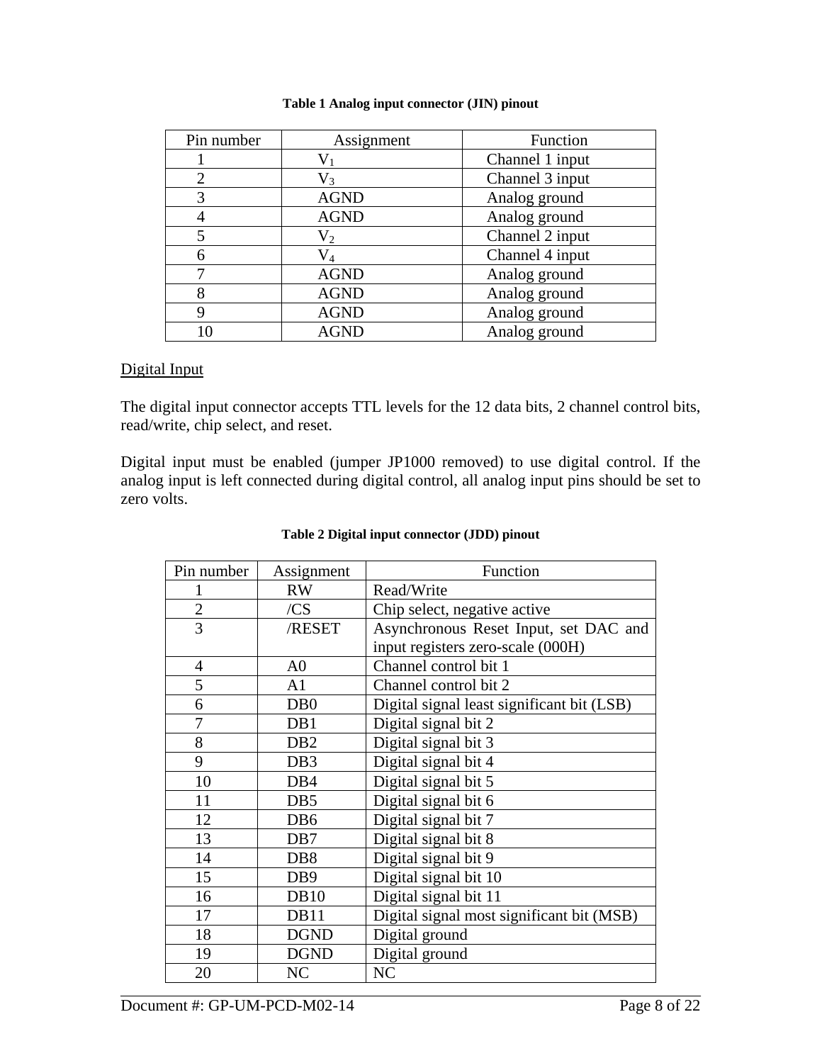**Table 1 Analog input connector (JIN) pinout**

| Pin number | Assignment | Function |
|---|---|---|
| 1 | $V_1$ | Channel 1 input |
| 2 | $V_3$ | Channel 3 input |
| 3 | AGND | Analog ground |
| 4 | AGND | Analog ground |
| 5 | $V_2$ | Channel 2 input |
| 6 | $V_4$ | Channel 4 input |
| 7 | AGND | Analog ground |
| 8 | AGND | Analog ground |
| 9 | AGND | Analog ground |
| 10 | AGND | Analog ground |

Digital Input

The digital input connector accepts TTL levels for the 12 data bits, 2 channel control bits, read/write, chip select, and reset.

Digital input must be enabled (jumper JP1000 removed) to use digital control. If the analog input is left connected during digital control, all analog input pins should be set to zero volts.

**Table 2 Digital input connector (JDD) pinout**

| Pin number | Assignment | Function |
|---|---|---|
| 1 | RW | Read/Write |
| 2 | /CS | Chip select, negative active |
| 3 | /RESET | Asynchronous Reset Input, set DAC and input registers zero-scale (000H) |
| 4 | A0 | Channel control bit 1 |
| 5 | A1 | Channel control bit 2 |
| 6 | DB0 | Digital signal least significant bit (LSB) |
| 7 | DB1 | Digital signal bit 2 |
| 8 | DB2 | Digital signal bit 3 |
| 9 | DB3 | Digital signal bit 4 |
| 10 | DB4 | Digital signal bit 5 |
| 11 | DB5 | Digital signal bit 6 |
| 12 | DB6 | Digital signal bit 7 |
| 13 | DB7 | Digital signal bit 8 |
| 14 | DB8 | Digital signal bit 9 |
| 15 | DB9 | Digital signal bit 10 |
| 16 | DB10 | Digital signal bit 11 |
| 17 | DB11 | Digital signal most significant bit (MSB) |
| 18 | DGND | Digital ground |
| 19 | DGND | Digital ground |
| 20 | NC | NC |

Document #: GP-UM-PCD-M02-14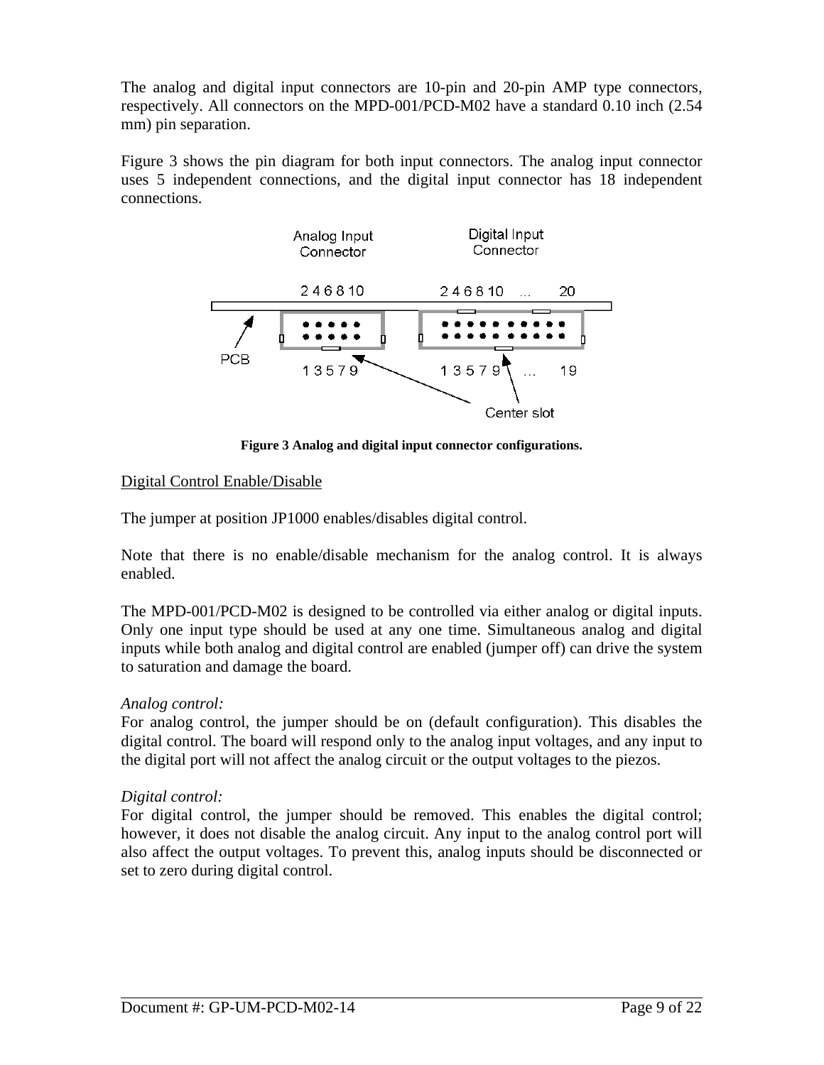The analog and digital input connectors are 10-pin and 20-pin AMP type connectors, respectively. All connectors on the MPD-001/PCD-M02 have a standard 0.10 inch (2.54 mm) pin separation.

Figure 3 shows the pin diagram for both input connectors. The analog input connector uses 5 independent connections, and the digital input connector has 18 independent connections.

**Figure 3 Analog and digital input connector configurations.**

## Digital Control Enable/Disable

The jumper at position JP1000 enables/disables digital control.

Note that there is no enable/disable mechanism for the analog control. It is always enabled.

The MPD-001/PCD-M02 is designed to be controlled via either analog or digital inputs. Only one input type should be used at any one time. Simultaneous analog and digital inputs while both analog and digital control are enabled (jumper off) can drive the system to saturation and damage the board.

*Analog control:*
For analog control, the jumper should be on (default configuration). This disables the digital control. The board will respond only to the analog input voltages, and any input to the digital port will not affect the analog circuit or the output voltages to the piezos.

*Digital control:*
For digital control, the jumper should be removed. This enables the digital control; however, it does not disable the analog circuit. Any input to the analog control port will also affect the output voltages. To prevent this, analog inputs should be disconnected or set to zero during digital control.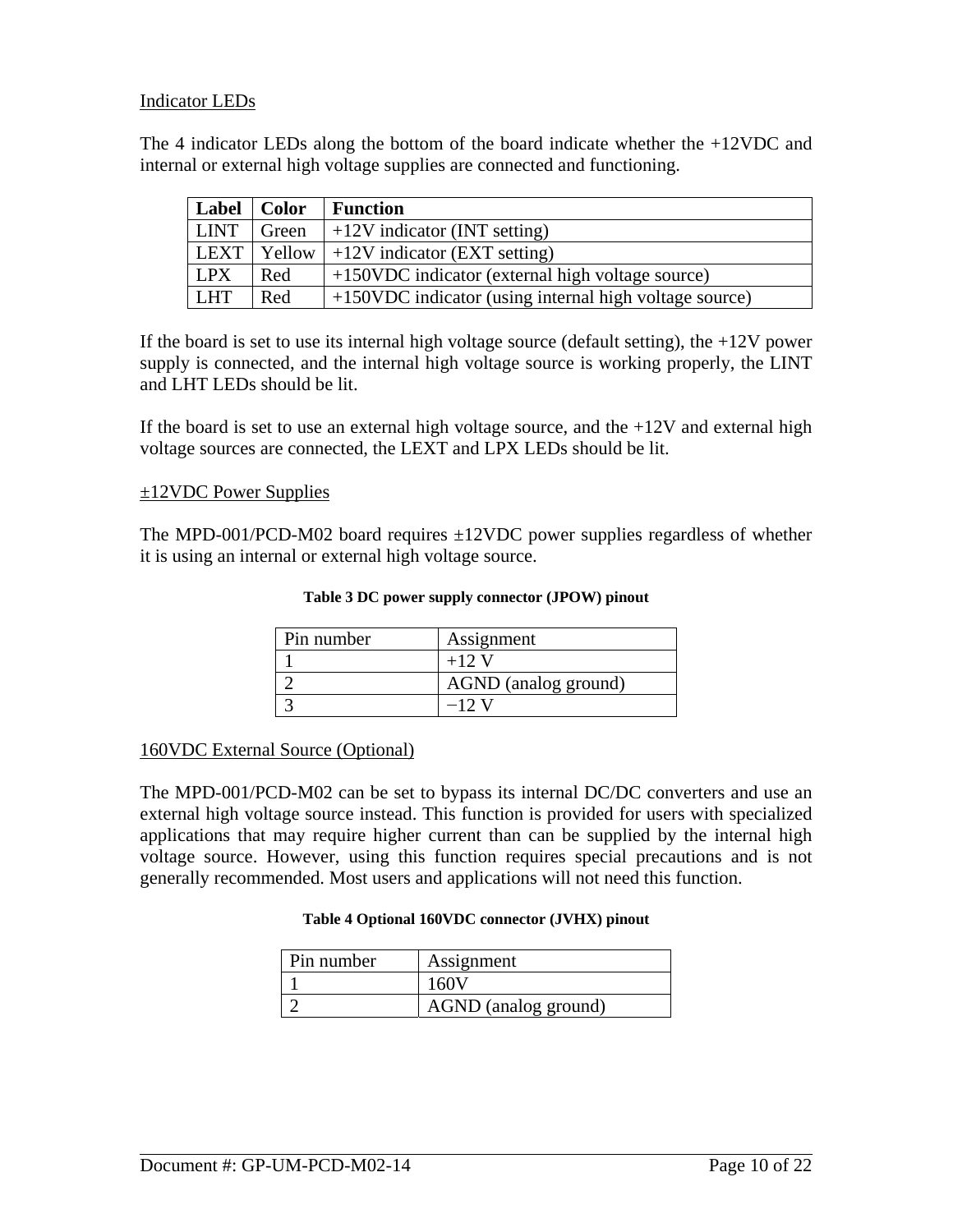### Indicator LEDs

The 4 indicator LEDs along the bottom of the board indicate whether the +12VDC and internal or external high voltage supplies are connected and functioning.

| Label | Color | Function |
| --- | --- | --- |
| LINT | Green | +12V indicator (INT setting) |
| LEXT | Yellow | +12V indicator (EXT setting) |
| LPX | Red | +150VDC indicator (external high voltage source) |
| LHT | Red | +150VDC indicator (using internal high voltage source) |

If the board is set to use its internal high voltage source (default setting), the +12V power supply is connected, and the internal high voltage source is working properly, the LINT and LHT LEDs should be lit.

If the board is set to use an external high voltage source, and the +12V and external high voltage sources are connected, the LEXT and LPX LEDs should be lit.

### ±12VDC Power Supplies

The MPD-001/PCD-M02 board requires ±12VDC power supplies regardless of whether it is using an internal or external high voltage source.

**Table 3 DC power supply connector (JPOW) pinout**

| Pin number | Assignment |
| --- | --- |
| 1 | +12 V |
| 2 | AGND (analog ground) |
| 3 | −12 V |

### 160VDC External Source (Optional)

The MPD-001/PCD-M02 can be set to bypass its internal DC/DC converters and use an external high voltage source instead. This function is provided for users with specialized applications that may require higher current than can be supplied by the internal high voltage source. However, using this function requires special precautions and is not generally recommended. Most users and applications will not need this function.

**Table 4 Optional 160VDC connector (JVHX) pinout**

| Pin number | Assignment |
| --- | --- |
| 1 | 160V |
| 2 | AGND (analog ground) |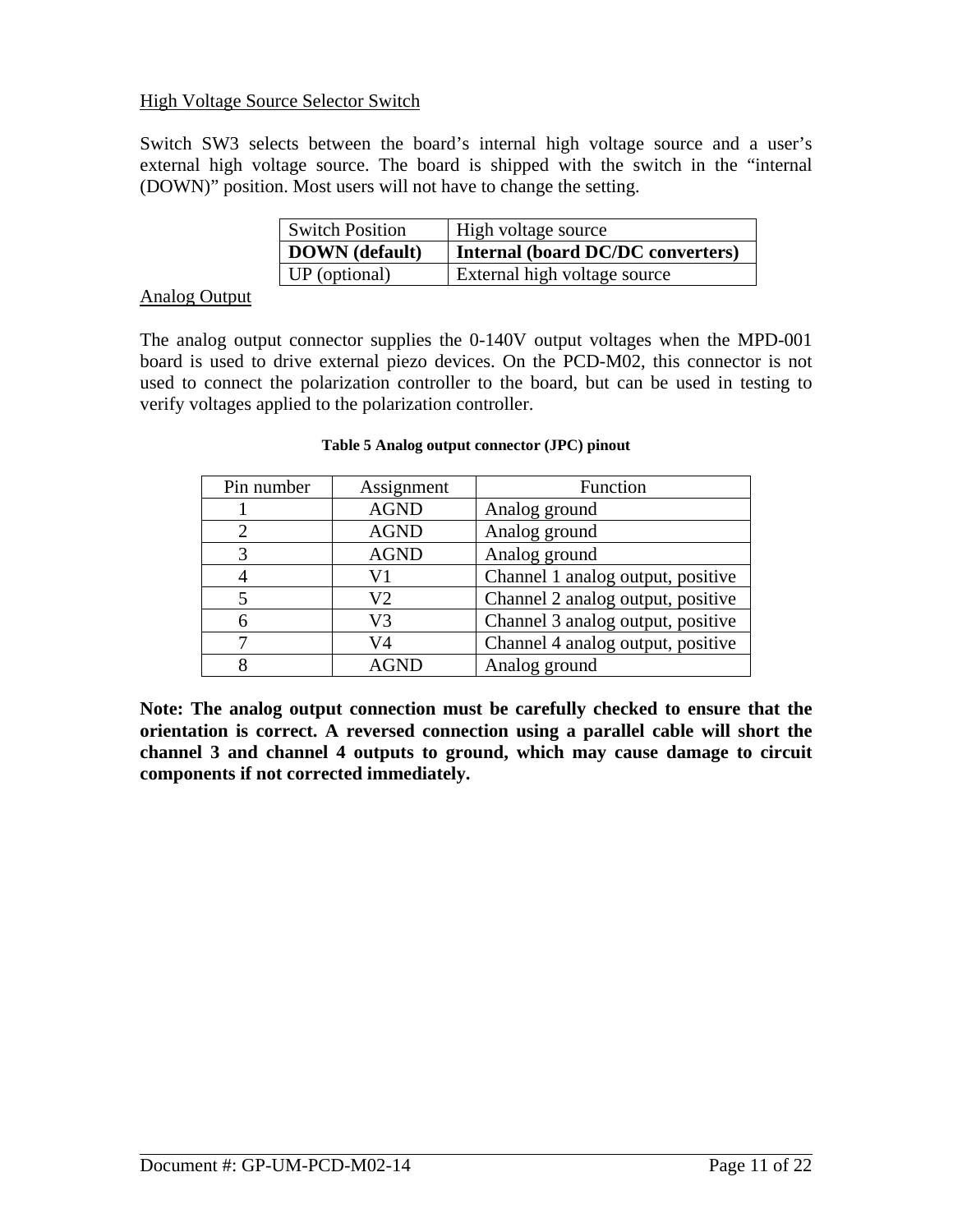## High Voltage Source Selector Switch

Switch SW3 selects between the board's internal high voltage source and a user's external high voltage source. The board is shipped with the switch in the "internal (DOWN)" position. Most users will not have to change the setting.

| Switch Position | High voltage source |
|---|---|
| **DOWN (default)** | **Internal (board DC/DC converters)** |
| UP (optional) | External high voltage source |

## Analog Output

The analog output connector supplies the 0-140V output voltages when the MPD-001 board is used to drive external piezo devices. On the PCD-M02, this connector is not used to connect the polarization controller to the board, but can be used in testing to verify voltages applied to the polarization controller.

**Table 5 Analog output connector (JPC) pinout**

| Pin number | Assignment | Function |
|---|---|---|
| 1 | AGND | Analog ground |
| 2 | AGND | Analog ground |
| 3 | AGND | Analog ground |
| 4 | V1 | Channel 1 analog output, positive |
| 5 | V2 | Channel 2 analog output, positive |
| 6 | V3 | Channel 3 analog output, positive |
| 7 | V4 | Channel 4 analog output, positive |
| 8 | AGND | Analog ground |

**Note: The analog output connection must be carefully checked to ensure that the orientation is correct. A reversed connection using a parallel cable will short the channel 3 and channel 4 outputs to ground, which may cause damage to circuit components if not corrected immediately.**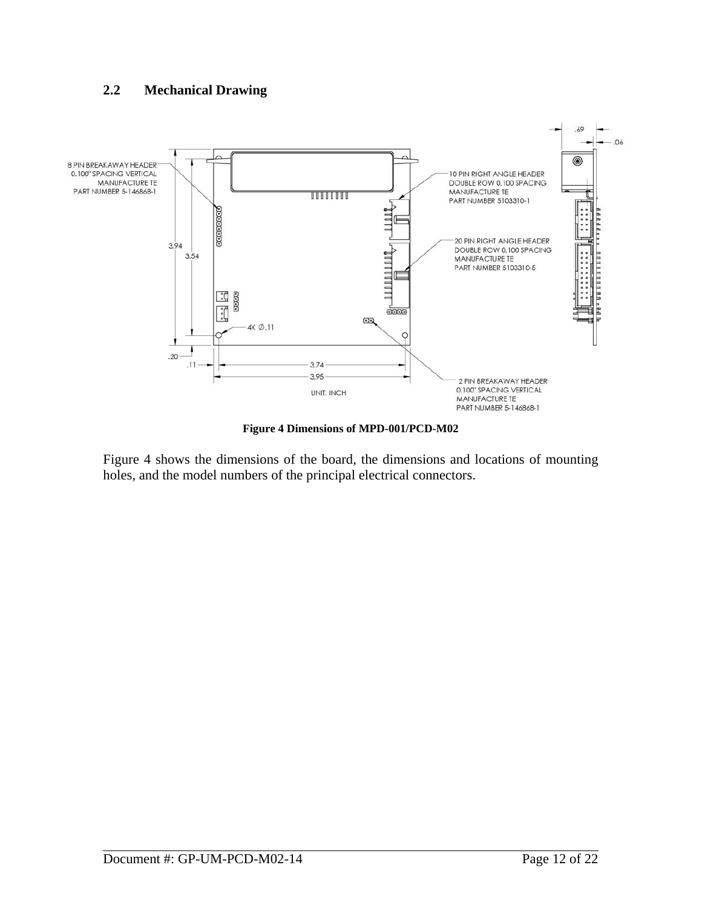## 2.2 Mechanical Drawing

**Figure 4 Dimensions of MPD-001/PCD-M02**

Figure 4 shows the dimensions of the board, the dimensions and locations of mounting holes, and the model numbers of the principal electrical connectors.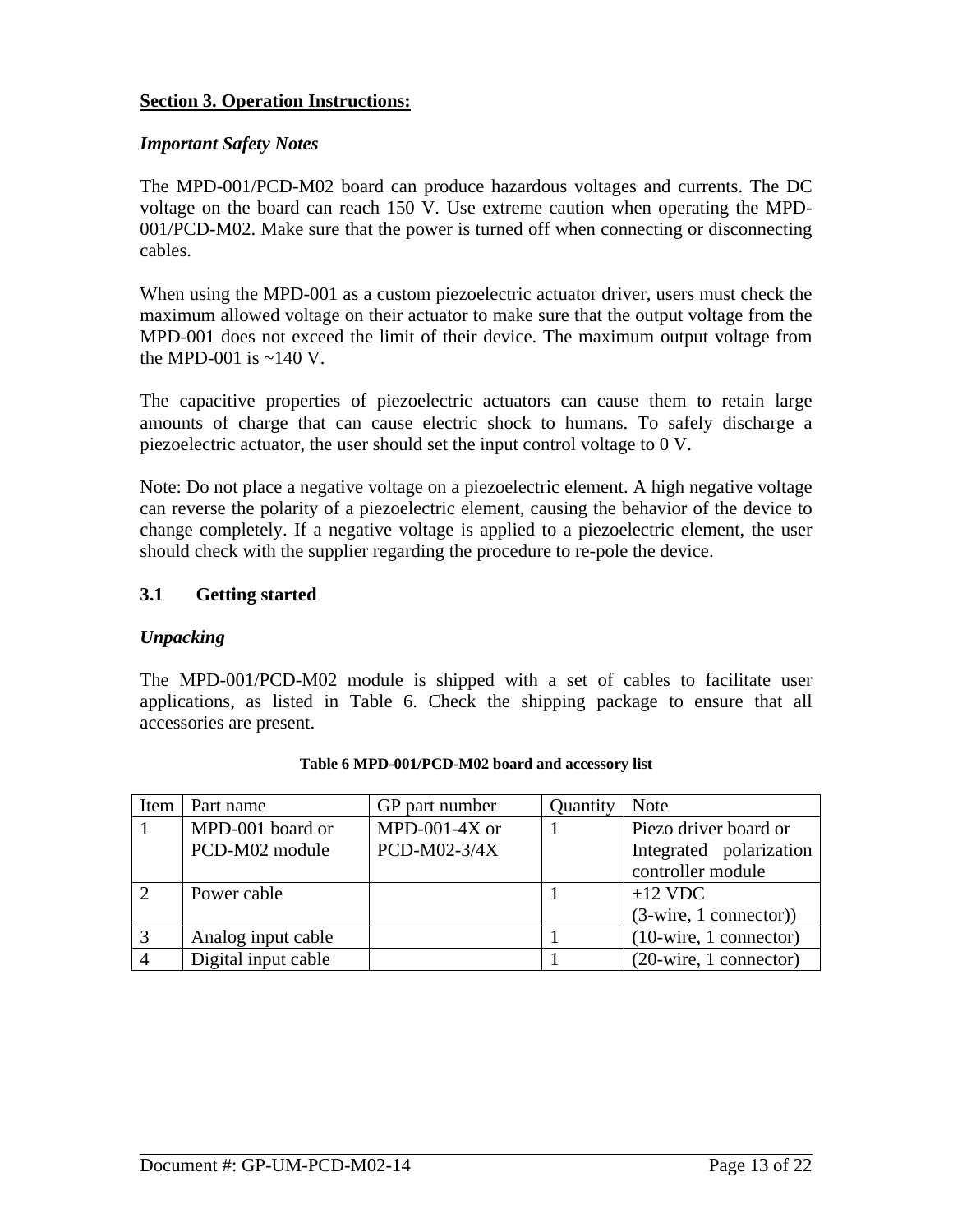## Section 3. Operation Instructions:

*Important Safety Notes*

The MPD-001/PCD-M02 board can produce hazardous voltages and currents. The DC voltage on the board can reach 150 V. Use extreme caution when operating the MPD-001/PCD-M02. Make sure that the power is turned off when connecting or disconnecting cables.

When using the MPD-001 as a custom piezoelectric actuator driver, users must check the maximum allowed voltage on their actuator to make sure that the output voltage from the MPD-001 does not exceed the limit of their device. The maximum output voltage from the MPD-001 is ~140 V.

The capacitive properties of piezoelectric actuators can cause them to retain large amounts of charge that can cause electric shock to humans. To safely discharge a piezoelectric actuator, the user should set the input control voltage to 0 V.

Note: Do not place a negative voltage on a piezoelectric element. A high negative voltage can reverse the polarity of a piezoelectric element, causing the behavior of the device to change completely. If a negative voltage is applied to a piezoelectric element, the user should check with the supplier regarding the procedure to re-pole the device.

### 3.1 Getting started

*Unpacking*

The MPD-001/PCD-M02 module is shipped with a set of cables to facilitate user applications, as listed in Table 6. Check the shipping package to ensure that all accessories are present.

**Table 6 MPD-001/PCD-M02 board and accessory list**

| Item | Part name | GP part number | Quantity | Note |
|---|---|---|---|---|
| 1 | MPD-001 board or PCD-M02 module | MPD-001-4X or PCD-M02-3/4X | 1 | Piezo driver board or Integrated polarization controller module |
| 2 | Power cable | | 1 | ±12 VDC (3-wire, 1 connector)) |
| 3 | Analog input cable | | 1 | (10-wire, 1 connector) |
| 4 | Digital input cable | | 1 | (20-wire, 1 connector) |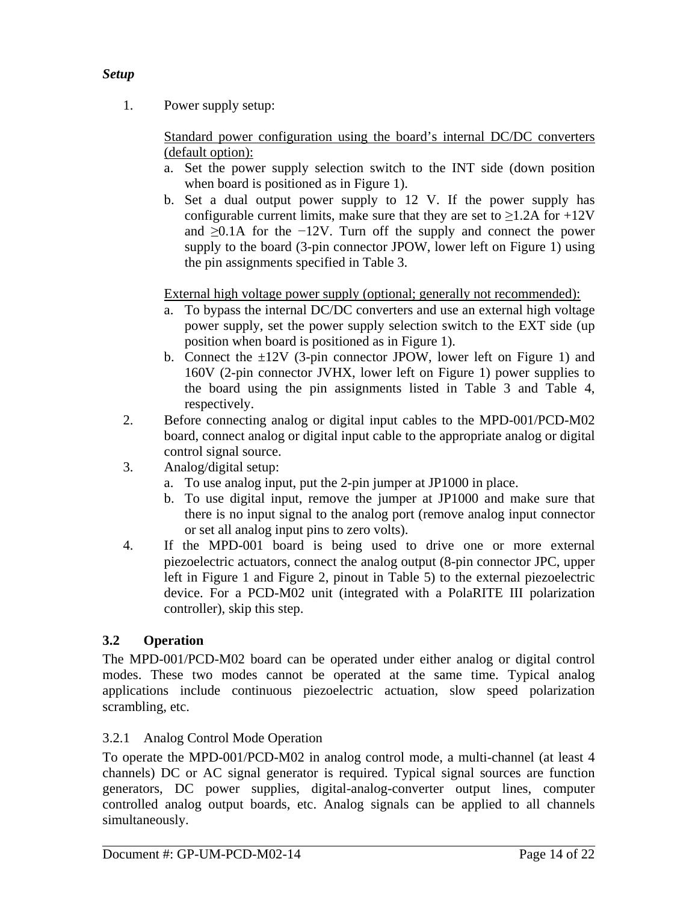***Setup***

1. Power supply setup:

   <u>Standard power configuration using the board's internal DC/DC converters (default option):</u>

   a. Set the power supply selection switch to the INT side (down position when board is positioned as in Figure 1).
   b. Set a dual output power supply to 12 V. If the power supply has configurable current limits, make sure that they are set to ≥1.2A for +12V and ≥0.1A for the −12V. Turn off the supply and connect the power supply to the board (3-pin connector JPOW, lower left on Figure 1) using the pin assignments specified in Table 3.

   <u>External high voltage power supply (optional; generally not recommended):</u>

   a. To bypass the internal DC/DC converters and use an external high voltage power supply, set the power supply selection switch to the EXT side (up position when board is positioned as in Figure 1).
   b. Connect the ±12V (3-pin connector JPOW, lower left on Figure 1) and 160V (2-pin connector JVHX, lower left on Figure 1) power supplies to the board using the pin assignments listed in Table 3 and Table 4, respectively.

2. Before connecting analog or digital input cables to the MPD-001/PCD-M02 board, connect analog or digital input cable to the appropriate analog or digital control signal source.
3. Analog/digital setup:
   a. To use analog input, put the 2-pin jumper at JP1000 in place.
   b. To use digital input, remove the jumper at JP1000 and make sure that there is no input signal to the analog port (remove analog input connector or set all analog input pins to zero volts).
4. If the MPD-001 board is being used to drive one or more external piezoelectric actuators, connect the analog output (8-pin connector JPC, upper left in Figure 1 and Figure 2, pinout in Table 5) to the external piezoelectric device. For a PCD-M02 unit (integrated with a PolaRITE III polarization controller), skip this step.

## 3.2 Operation

The MPD-001/PCD-M02 board can be operated under either analog or digital control modes. These two modes cannot be operated at the same time. Typical analog applications include continuous piezoelectric actuation, slow speed polarization scrambling, etc.

### 3.2.1 Analog Control Mode Operation

To operate the MPD-001/PCD-M02 in analog control mode, a multi-channel (at least 4 channels) DC or AC signal generator is required. Typical signal sources are function generators, DC power supplies, digital-analog-converter output lines, computer controlled analog output boards, etc. Analog signals can be applied to all channels simultaneously.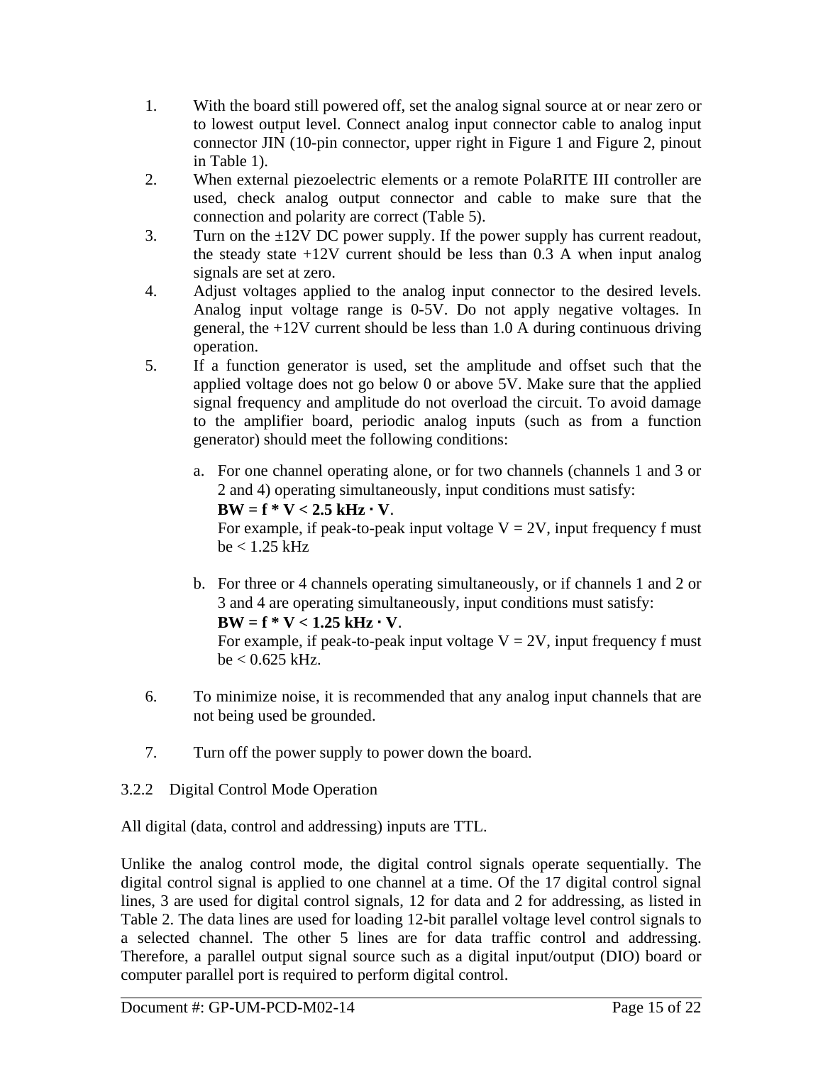1. With the board still powered off, set the analog signal source at or near zero or to lowest output level. Connect analog input connector cable to analog input connector JIN (10-pin connector, upper right in Figure 1 and Figure 2, pinout in Table 1).
2. When external piezoelectric elements or a remote PolaRITE III controller are used, check analog output connector and cable to make sure that the connection and polarity are correct (Table 5).
3. Turn on the ±12V DC power supply. If the power supply has current readout, the steady state +12V current should be less than 0.3 A when input analog signals are set at zero.
4. Adjust voltages applied to the analog input connector to the desired levels. Analog input voltage range is 0-5V. Do not apply negative voltages. In general, the +12V current should be less than 1.0 A during continuous driving operation.
5. If a function generator is used, set the amplitude and offset such that the applied voltage does not go below 0 or above 5V. Make sure that the applied signal frequency and amplitude do not overload the circuit. To avoid damage to the amplifier board, periodic analog inputs (such as from a function generator) should meet the following conditions:

   a. For one channel operating alone, or for two channels (channels 1 and 3 or 2 and 4) operating simultaneously, input conditions must satisfy:
   **BW = f * V < 2.5 kHz · V**.
   For example, if peak-to-peak input voltage V = 2V, input frequency f must be < 1.25 kHz

   b. For three or 4 channels operating simultaneously, or if channels 1 and 2 or 3 and 4 are operating simultaneously, input conditions must satisfy:
   **BW = f * V < 1.25 kHz · V**.
   For example, if peak-to-peak input voltage V = 2V, input frequency f must be < 0.625 kHz.

6. To minimize noise, it is recommended that any analog input channels that are not being used be grounded.

7. Turn off the power supply to power down the board.

### 3.2.2 Digital Control Mode Operation

All digital (data, control and addressing) inputs are TTL.

Unlike the analog control mode, the digital control signals operate sequentially. The digital control signal is applied to one channel at a time. Of the 17 digital control signal lines, 3 are used for digital control signals, 12 for data and 2 for addressing, as listed in Table 2. The data lines are used for loading 12-bit parallel voltage level control signals to a selected channel. The other 5 lines are for data traffic control and addressing. Therefore, a parallel output signal source such as a digital input/output (DIO) board or computer parallel port is required to perform digital control.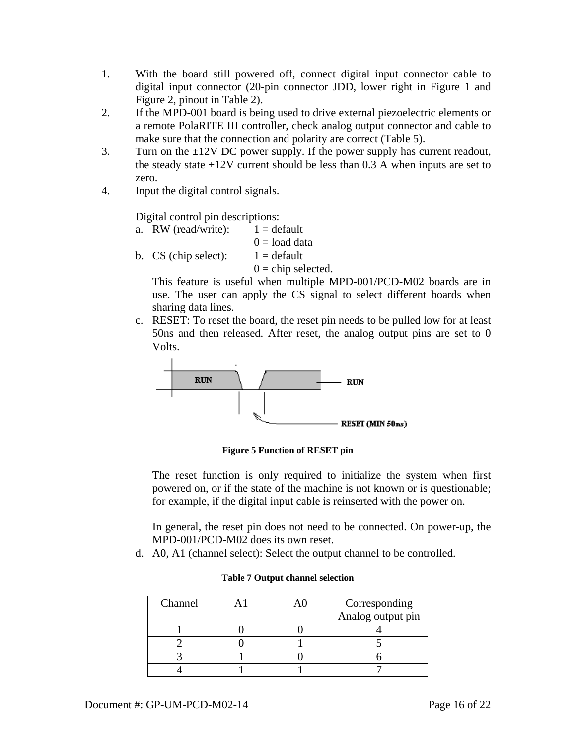1. With the board still powered off, connect digital input connector cable to digital input connector (20-pin connector JDD, lower right in Figure 1 and Figure 2, pinout in Table 2).
2. If the MPD-001 board is being used to drive external piezoelectric elements or a remote PolaRITE III controller, check analog output connector and cable to make sure that the connection and polarity are correct (Table 5).
3. Turn on the ±12V DC power supply. If the power supply has current readout, the steady state +12V current should be less than 0.3 A when inputs are set to zero.
4. Input the digital control signals.

   Digital control pin descriptions:

   a. RW (read/write): 1 = default
      0 = load data
   b. CS (chip select): 1 = default
      0 = chip selected.

      This feature is useful when multiple MPD-001/PCD-M02 boards are in use. The user can apply the CS signal to select different boards when sharing data lines.
   c. RESET: To reset the board, the reset pin needs to be pulled low for at least 50ns and then released. After reset, the analog output pins are set to 0 Volts.

      **Figure 5 Function of RESET pin**

      The reset function is only required to initialize the system when first powered on, or if the state of the machine is not known or is questionable; for example, if the digital input cable is reinserted with the power on.

      In general, the reset pin does not need to be connected. On power-up, the MPD-001/PCD-M02 does its own reset.
   d. A0, A1 (channel select): Select the output channel to be controlled.

**Table 7 Output channel selection**

| Channel | A1 | A0 | Corresponding Analog output pin |
|---|---|---|---|
| 1 | 0 | 0 | 4 |
| 2 | 0 | 1 | 5 |
| 3 | 1 | 0 | 6 |
| 4 | 1 | 1 | 7 |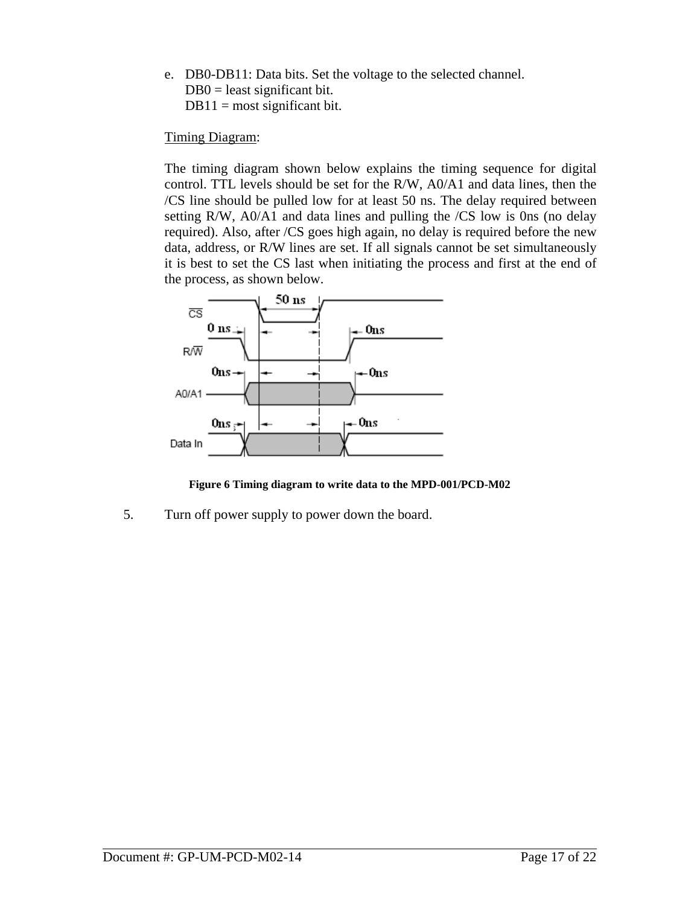e. DB0-DB11: Data bits. Set the voltage to the selected channel.
   DB0 = least significant bit.
   DB11 = most significant bit.

<u>Timing Diagram</u>:

The timing diagram shown below explains the timing sequence for digital control. TTL levels should be set for the R/W, A0/A1 and data lines, then the /CS line should be pulled low for at least 50 ns. The delay required between setting R/W, A0/A1 and data lines and pulling the /CS low is 0ns (no delay required). Also, after /CS goes high again, no delay is required before the new data, address, or R/W lines are set. If all signals cannot be set simultaneously it is best to set the CS last when initiating the process and first at the end of the process, as shown below.

**Figure 6 Timing diagram to write data to the MPD-001/PCD-M02**

5. Turn off power supply to power down the board.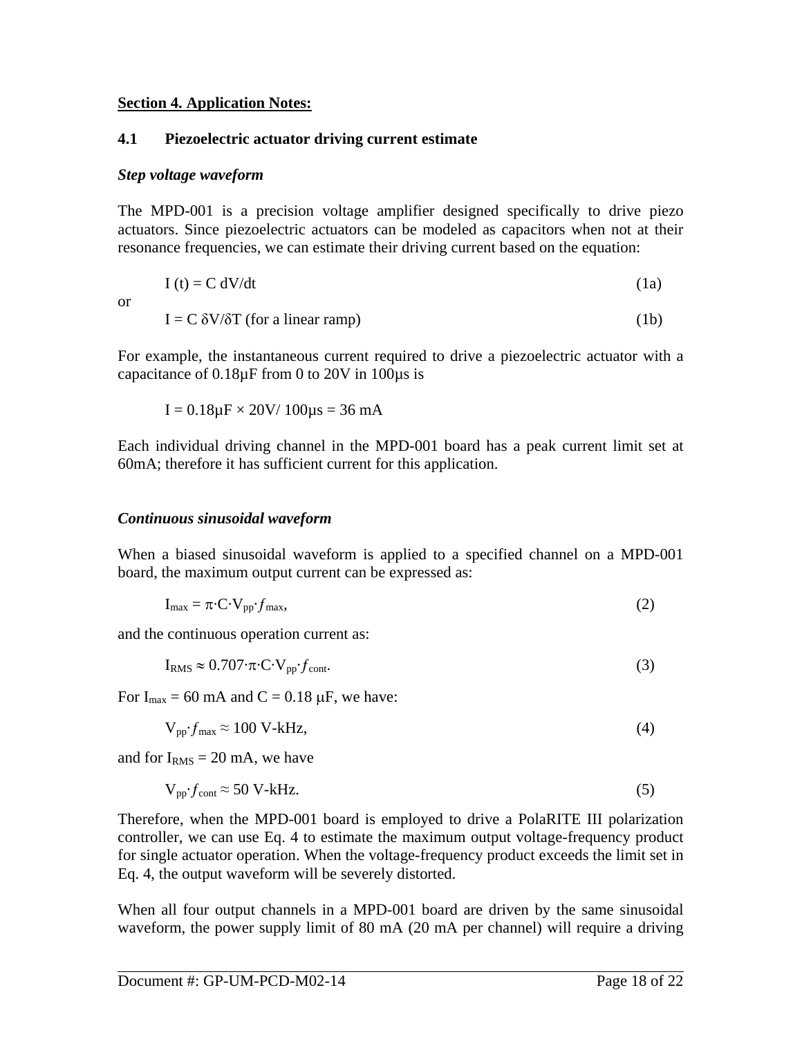## Section 4. Application Notes:

### 4.1 Piezoelectric actuator driving current estimate

#### *Step voltage waveform*

The MPD-001 is a precision voltage amplifier designed specifically to drive piezo actuators. Since piezoelectric actuators can be modeled as capacitors when not at their resonance frequencies, we can estimate their driving current based on the equation:

$$I(t) = C\,dV/dt \tag{1a}$$

or

$$I = C\,\delta V/\delta T \text{ (for a linear ramp)} \tag{1b}$$

For example, the instantaneous current required to drive a piezoelectric actuator with a capacitance of 0.18µF from 0 to 20V in 100µs is

$$I = 0.18\mu F \times 20V/\ 100\mu s = 36\text{ mA}$$

Each individual driving channel in the MPD-001 board has a peak current limit set at 60mA; therefore it has sufficient current for this application.

#### *Continuous sinusoidal waveform*

When a biased sinusoidal waveform is applied to a specified channel on a MPD-001 board, the maximum output current can be expressed as:

$$I_{max} = \pi \cdot C \cdot V_{pp} \cdot f_{max}, \tag{2}$$

and the continuous operation current as:

$$I_{RMS} \approx 0.707 \cdot \pi \cdot C \cdot V_{pp} \cdot f_{cont}. \tag{3}$$

For $I_{max}$ = 60 mA and C = 0.18 µF, we have:

$$V_{pp} \cdot f_{max} \approx 100 \text{ V-kHz}, \tag{4}$$

and for $I_{RMS}$ = 20 mA, we have

$$V_{pp} \cdot f_{cont} \approx 50 \text{ V-kHz}. \tag{5}$$

Therefore, when the MPD-001 board is employed to drive a PolaRITE III polarization controller, we can use Eq. 4 to estimate the maximum output voltage-frequency product for single actuator operation. When the voltage-frequency product exceeds the limit set in Eq. 4, the output waveform will be severely distorted.

When all four output channels in a MPD-001 board are driven by the same sinusoidal waveform, the power supply limit of 80 mA (20 mA per channel) will require a driving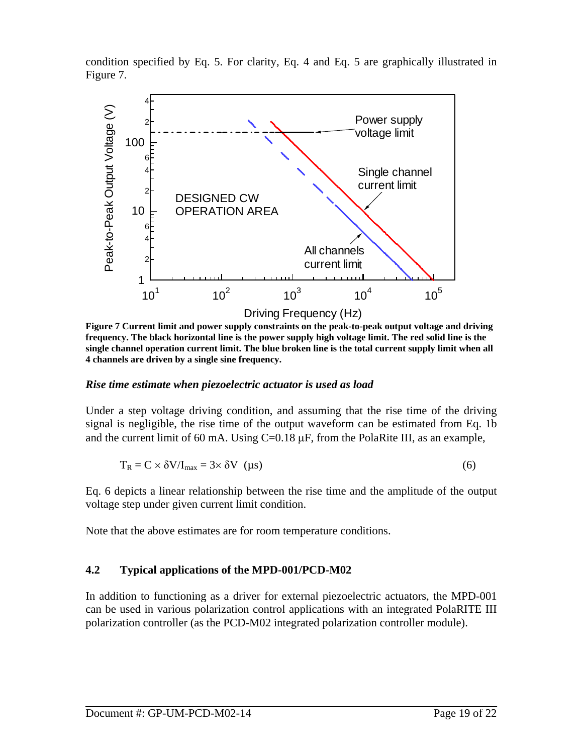condition specified by Eq. 5. For clarity, Eq. 4 and Eq. 5 are graphically illustrated in Figure 7.

**Figure 7 Current limit and power supply constraints on the peak-to-peak output voltage and driving frequency. The black horizontal line is the power supply high voltage limit. The red solid line is the single channel operation current limit. The blue broken line is the total current supply limit when all 4 channels are driven by a single sine frequency.**

### *Rise time estimate when piezoelectric actuator is used as load*

Under a step voltage driving condition, and assuming that the rise time of the driving signal is negligible, the rise time of the output waveform can be estimated from Eq. 1b and the current limit of 60 mA. Using C=0.18 μF, from the PolaRite III, as an example,

$$T_R = C \times \delta V / I_{max} = 3 \times \delta V \ \ (\mu s) \qquad (6)$$

Eq. 6 depicts a linear relationship between the rise time and the amplitude of the output voltage step under given current limit condition.

Note that the above estimates are for room temperature conditions.

## 4.2 Typical applications of the MPD-001/PCD-M02

In addition to functioning as a driver for external piezoelectric actuators, the MPD-001 can be used in various polarization control applications with an integrated PolaRITE III polarization controller (as the PCD-M02 integrated polarization controller module).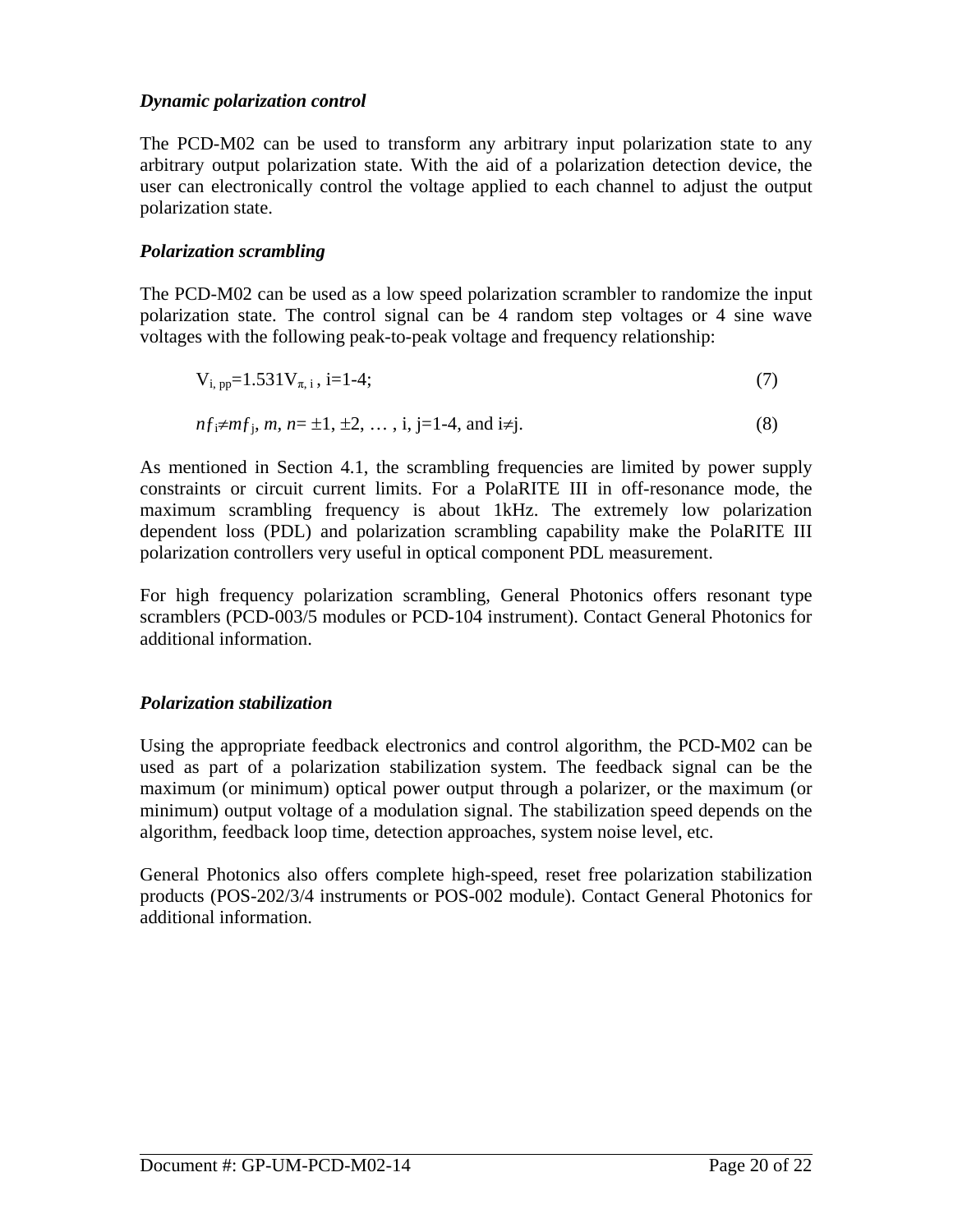### *Dynamic polarization control*

The PCD-M02 can be used to transform any arbitrary input polarization state to any arbitrary output polarization state. With the aid of a polarization detection device, the user can electronically control the voltage applied to each channel to adjust the output polarization state.

### *Polarization scrambling*

The PCD-M02 can be used as a low speed polarization scrambler to randomize the input polarization state. The control signal can be 4 random step voltages or 4 sine wave voltages with the following peak-to-peak voltage and frequency relationship:

$$V_{i,\,pp}=1.531V_{\pi,\,i}\,,\ i=1\text{-}4; \quad (7)$$

$$nf_i \neq mf_j,\ m,\ n=\pm1,\ \pm2,\ \ldots,\ i,\ j=1\text{-}4,\ \text{and}\ i\neq j. \quad (8)$$

As mentioned in Section 4.1, the scrambling frequencies are limited by power supply constraints or circuit current limits. For a PolaRITE III in off-resonance mode, the maximum scrambling frequency is about 1kHz. The extremely low polarization dependent loss (PDL) and polarization scrambling capability make the PolaRITE III polarization controllers very useful in optical component PDL measurement.

For high frequency polarization scrambling, General Photonics offers resonant type scramblers (PCD-003/5 modules or PCD-104 instrument). Contact General Photonics for additional information.

### *Polarization stabilization*

Using the appropriate feedback electronics and control algorithm, the PCD-M02 can be used as part of a polarization stabilization system. The feedback signal can be the maximum (or minimum) optical power output through a polarizer, or the maximum (or minimum) output voltage of a modulation signal. The stabilization speed depends on the algorithm, feedback loop time, detection approaches, system noise level, etc.

General Photonics also offers complete high-speed, reset free polarization stabilization products (POS-202/3/4 instruments or POS-002 module). Contact General Photonics for additional information.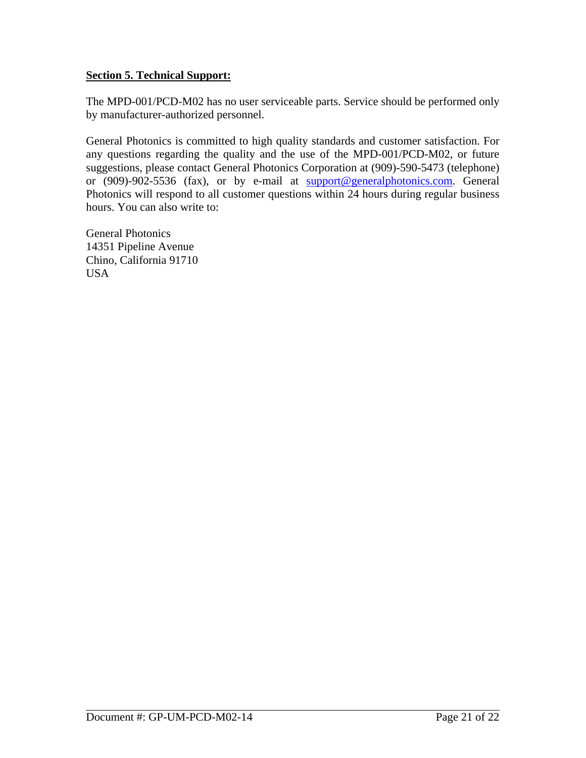## Section 5. Technical Support:

The MPD-001/PCD-M02 has no user serviceable parts. Service should be performed only by manufacturer-authorized personnel.

General Photonics is committed to high quality standards and customer satisfaction. For any questions regarding the quality and the use of the MPD-001/PCD-M02, or future suggestions, please contact General Photonics Corporation at (909)-590-5473 (telephone) or (909)-902-5536 (fax), or by e-mail at support@generalphotonics.com. General Photonics will respond to all customer questions within 24 hours during regular business hours. You can also write to:

General Photonics
14351 Pipeline Avenue
Chino, California 91710
USA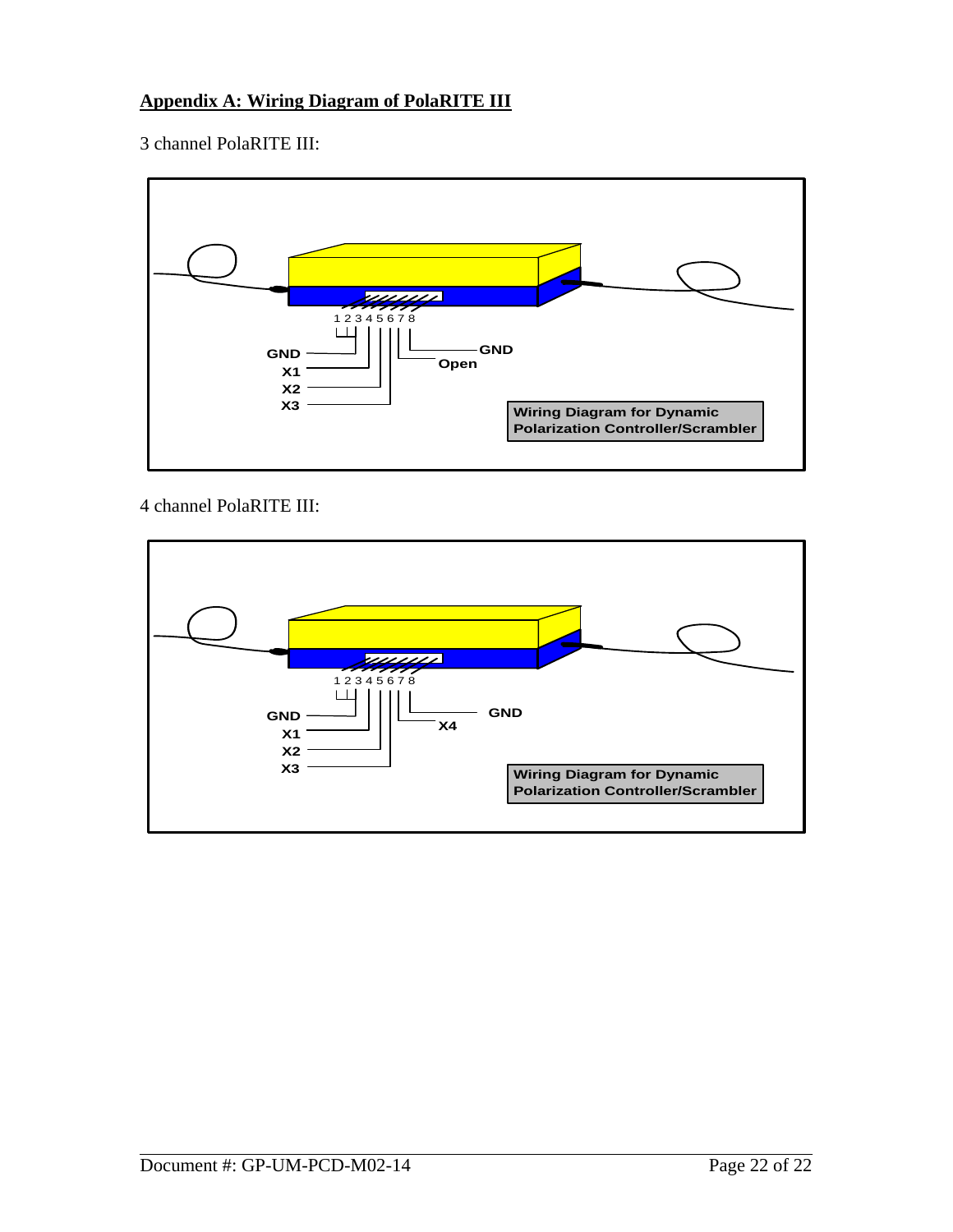## Appendix A: Wiring Diagram of PolaRITE III

3 channel PolaRITE III:

1 2 3 4 5 6 7 8

GND

X1

X2

X3

GND

Open

Wiring Diagram for Dynamic Polarization Controller/Scrambler

4 channel PolaRITE III:

1 2 3 4 5 6 7 8

GND

X1

X2

X3

GND

X4

Wiring Diagram for Dynamic Polarization Controller/Scrambler

Document #: GP-UM-PCD-M02-14